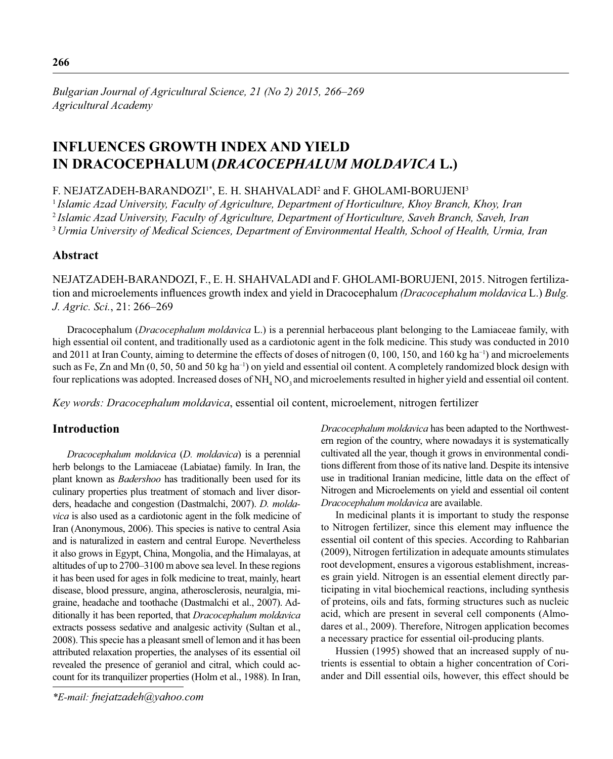*Bulgarian Journal of Agricultural Science, 21 (No 2) 2015, 266–269*
*Agricultural Academy*

# INFLUENCES GROWTH INDEX AND YIELD IN DRACOCEPHALUM (*DRACOCEPHALUM MOLDAVICA* L.)

F. NEJATZADEH-BARANDOZI[1*], E. H. SHAHVALADI[2] and F. GHOLAMI-BORUJENI[3]

[1] *Islamic Azad University, Faculty of Agriculture, Department of Horticulture, Khoy Branch, Khoy, Iran*
[2] *Islamic Azad University, Faculty of Agriculture, Department of Horticulture, Saveh Branch, Saveh, Iran*
[3] *Urmia University of Medical Sciences, Department of Environmental Health, School of Health, Urmia, Iran*

## Abstract

NEJATZADEH-BARANDOZI, F., E. H. SHAHVALADI and F. GHOLAMI-BORUJENI, 2015. Nitrogen fertilization and microelements influences growth index and yield in Dracocephalum *(Dracocephalum moldavica* L.) *Bulg. J. Agric. Sci.*, 21: 266–269

Dracocephalum (*Dracocephalum moldavica* L.) is a perennial herbaceous plant belonging to the Lamiaceae family, with high essential oil content, and traditionally used as a cardiotonic agent in the folk medicine. This study was conducted in 2010 and 2011 at Iran County, aiming to determine the effects of doses of nitrogen (0, 100, 150, and 160 kg ha$^{-1}$) and microelements such as Fe, Zn and Mn (0, 50, 50 and 50 kg ha$^{-1}$) on yield and essential oil content. A completely randomized block design with four replications was adopted. Increased doses of $NH_4NO_3$ and microelements resulted in higher yield and essential oil content.

*Key words: Dracocephalum moldavica*, essential oil content, microelement, nitrogen fertilizer

## Introduction

*Dracocephalum moldavica* (*D. moldavica*) is a perennial herb belongs to the Lamiaceae (Labiatae) family. In Iran, the plant known as *Badershoo* has traditionally been used for its culinary properties plus treatment of stomach and liver disorders, headache and congestion (Dastmalchi, 2007). *D. moldavica* is also used as a cardiotonic agent in the folk medicine of Iran (Anonymous, 2006). This species is native to central Asia and is naturalized in eastern and central Europe. Nevertheless it also grows in Egypt, China, Mongolia, and the Himalayas, at altitudes of up to 2700–3100 m above sea level. In these regions it has been used for ages in folk medicine to treat, mainly, heart disease, blood pressure, angina, atherosclerosis, neuralgia, migraine, headache and toothache (Dastmalchi et al., 2007). Additionally it has been reported, that *Dracocephalum moldavica* extracts possess sedative and analgesic activity (Sultan et al., 2008). This specie has a pleasant smell of lemon and it has been attributed relaxation properties, the analyses of its essential oil revealed the presence of geraniol and citral, which could account for its tranquilizer properties (Holm et al., 1988). In Iran, *Dracocephalum moldavica* has been adapted to the Northwestern region of the country, where nowadays it is systematically cultivated all the year, though it grows in environmental conditions different from those of its native land. Despite its intensive use in traditional Iranian medicine, little data on the effect of Nitrogen and Microelements on yield and essential oil content *Dracocephalum moldavica* are available.

In medicinal plants it is important to study the response to Nitrogen fertilizer, since this element may influence the essential oil content of this species. According to Rahbarian (2009), Nitrogen fertilization in adequate amounts stimulates root development, ensures a vigorous establishment, increases grain yield. Nitrogen is an essential element directly participating in vital biochemical reactions, including synthesis of proteins, oils and fats, forming structures such as nucleic acid, which are present in several cell components (Almodares et al., 2009). Therefore, Nitrogen application becomes a necessary practice for essential oil-producing plants.

Hussien (1995) showed that an increased supply of nutrients is essential to obtain a higher concentration of Coriander and Dill essential oils, however, this effect should be

*E-mail: fnejatzadeh@yahoo.com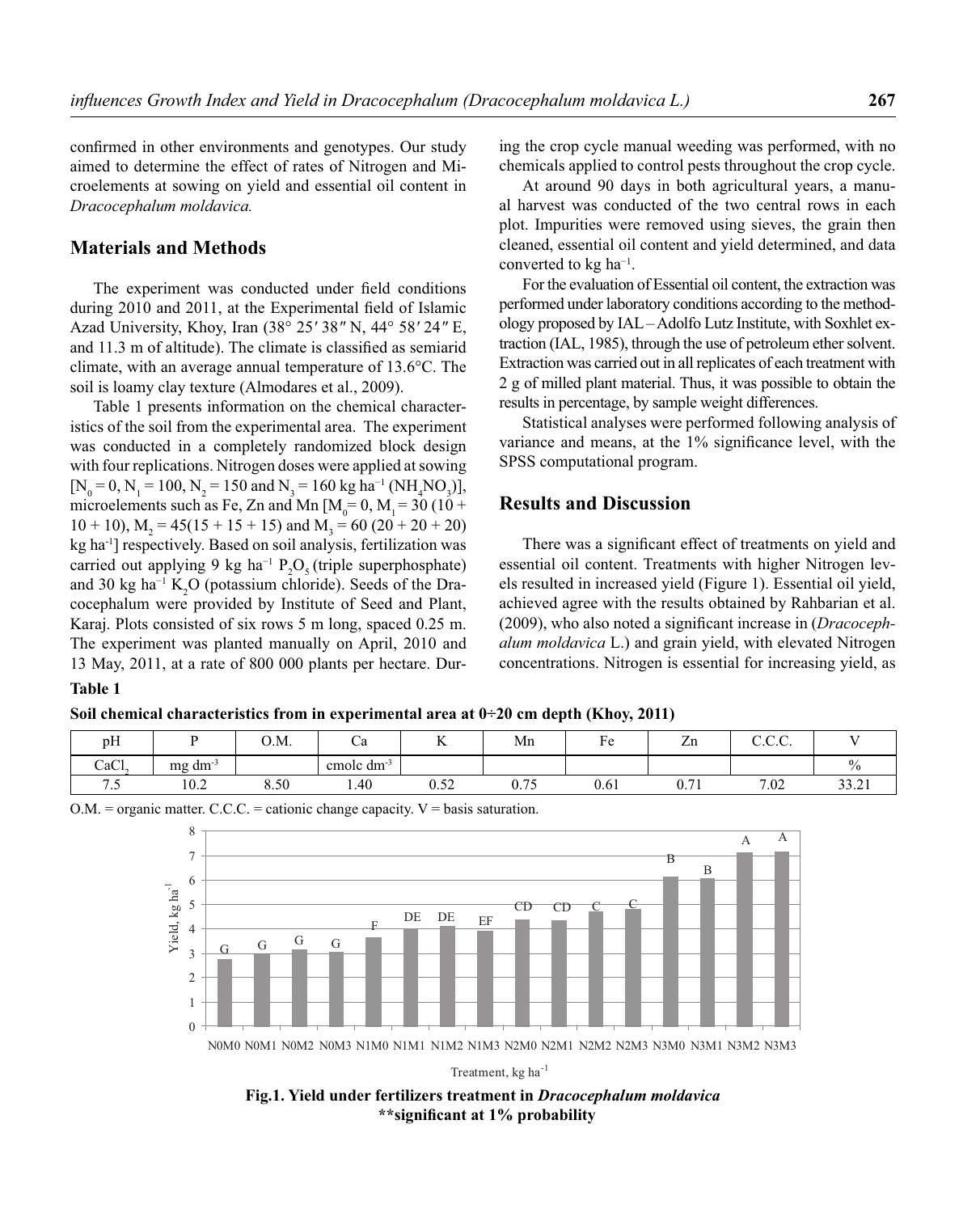confirmed in other environments and genotypes. Our study aimed to determine the effect of rates of Nitrogen and Microelements at sowing on yield and essential oil content in *Dracocephalum moldavica.*

## Materials and Methods

The experiment was conducted under field conditions during 2010 and 2011, at the Experimental field of Islamic Azad University, Khoy, Iran (38° 25′ 38″ N, 44° 58′ 24″ E, and 11.3 m of altitude). The climate is classified as semiarid climate, with an average annual temperature of 13.6°C. The soil is loamy clay texture (Almodares et al., 2009).

Table 1 presents information on the chemical characteristics of the soil from the experimental area. The experiment was conducted in a completely randomized block design with four replications. Nitrogen doses were applied at sowing [$N_0 = 0$, $N_1 = 100$, $N_2 = 150$ and $N_3 = 160$ kg ha$^{-1}$ ($NH_4NO_3$)], microelements such as Fe, Zn and Mn [$M_0 = 0$, $M_1 = 30$ (10 + 10 + 10), $M_2 = 45$(15 + 15 + 15) and $M_3 = 60$ (20 + 20 + 20) kg ha$^{-1}$] respectively. Based on soil analysis, fertilization was carried out applying 9 kg ha$^{-1}$ $P_2O_5$ (triple superphosphate) and 30 kg ha$^{-1}$ $K_2O$ (potassium chloride). Seeds of the Dracocephalum were provided by Institute of Seed and Plant, Karaj. Plots consisted of six rows 5 m long, spaced 0.25 m. The experiment was planted manually on April, 2010 and 13 May, 2011, at a rate of 800 000 plants per hectare. During the crop cycle manual weeding was performed, with no chemicals applied to control pests throughout the crop cycle.

At around 90 days in both agricultural years, a manual harvest was conducted of the two central rows in each plot. Impurities were removed using sieves, the grain then cleaned, essential oil content and yield determined, and data converted to kg ha$^{-1}$.

For the evaluation of Essential oil content, the extraction was performed under laboratory conditions according to the methodology proposed by IAL – Adolfo Lutz Institute, with Soxhlet extraction (IAL, 1985), through the use of petroleum ether solvent. Extraction was carried out in all replicates of each treatment with 2 g of milled plant material. Thus, it was possible to obtain the results in percentage, by sample weight differences.

Statistical analyses were performed following analysis of variance and means, at the 1% significance level, with the SPSS computational program.

## Results and Discussion

There was a significant effect of treatments on yield and essential oil content. Treatments with higher Nitrogen levels resulted in increased yield (Figure 1). Essential oil yield, achieved agree with the results obtained by Rahbarian et al. (2009), who also noted a significant increase in (*Dracocephalum moldavica* L.) and grain yield, with elevated Nitrogen concentrations. Nitrogen is essential for increasing yield, as

**Table 1**

**Soil chemical characteristics from in experimental area at 0÷20 cm depth (Khoy, 2011)**

| pH | P | O.M. | Ca | K | Mn | Fe | Zn | C.C.C. | V |
|---|---|---|---|---|---|---|---|---|---|
| $CaCl_2$ | mg dm$^{-3}$ | | cmolc dm$^{-3}$ | | | | | | % |
| 7.5 | 10.2 | 8.50 | 1.40 | 0.52 | 0.75 | 0.61 | 0.71 | 7.02 | 33.21 |

O.M. = organic matter. C.C.C. = cationic change capacity. V = basis saturation.

| Treatment, kg ha$^{-1}$ | Yield, kg ha$^{-1}$ (approx.) | Group |
|---|---|---|
| N0M0 | 2.8 | G |
| N0M1 | 3.0 | G |
| N0M2 | 3.15 | G |
| N0M3 | 3.05 | G |
| N1M0 | 3.65 | F |
| N1M1 | 4.0 | DE |
| N1M2 | 4.1 | DE |
| N1M3 | 3.9 | EF |
| N2M0 | 4.4 | CD |
| N2M1 | 4.35 | CD |
| N2M2 | 4.7 | C |
| N2M3 | 4.8 | C |
| N3M0 | 6.15 | B |
| N3M1 | 6.1 | B |
| N3M2 | 7.1 | A |
| N3M3 | 7.15 | A |

**Fig.1. Yield under fertilizers treatment in *Dracocephalum moldavica***
**\*\*significant at 1% probability**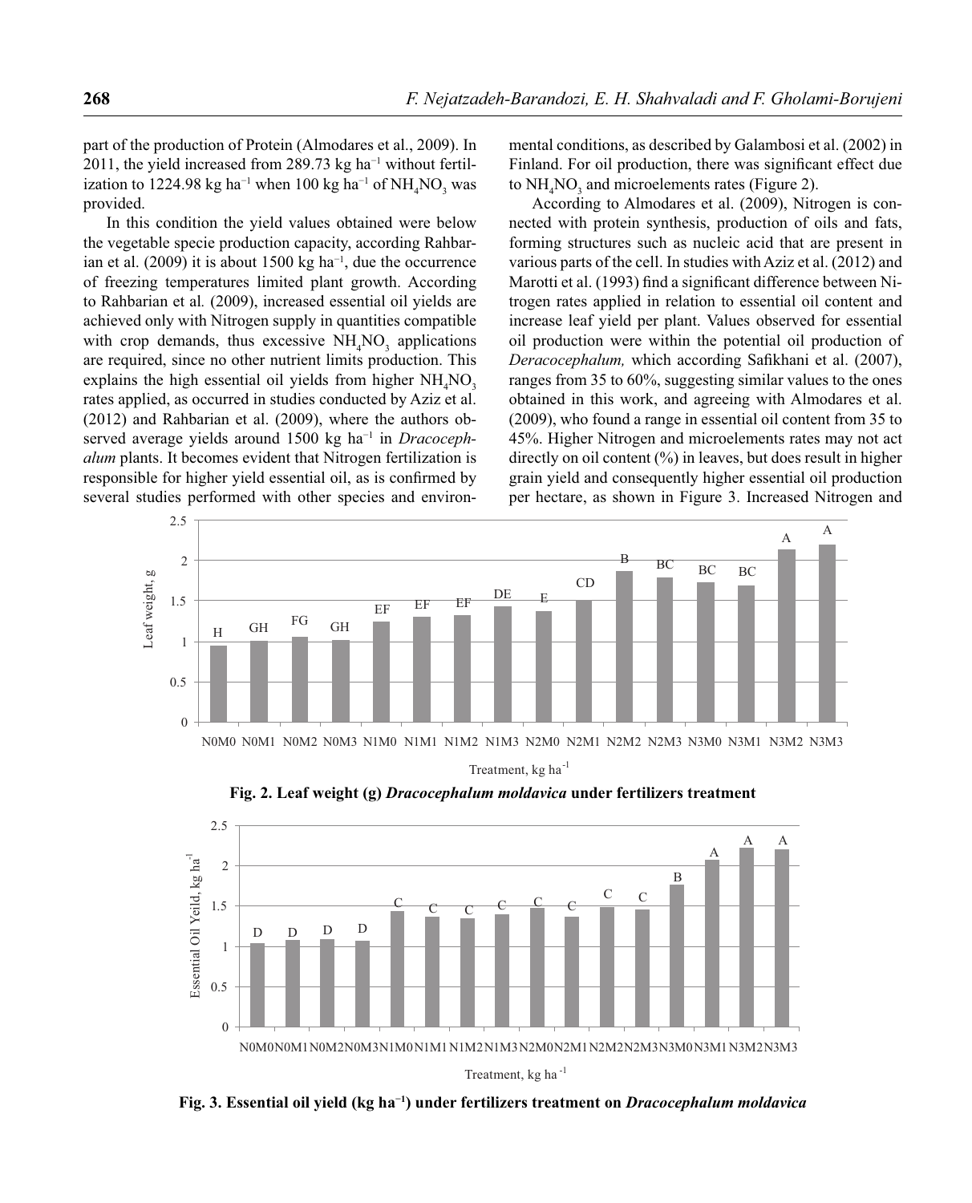part of the production of Protein (Almodares et al., 2009). In 2011, the yield increased from 289.73 kg ha$^{-1}$ without fertilization to 1224.98 kg ha$^{-1}$ when 100 kg ha$^{-1}$ of $NH_4NO_3$ was provided.

In this condition the yield values obtained were below the vegetable specie production capacity, according Rahbarian et al. (2009) it is about 1500 kg ha$^{-1}$, due the occurrence of freezing temperatures limited plant growth. According to Rahbarian et al. (2009), increased essential oil yields are achieved only with Nitrogen supply in quantities compatible with crop demands, thus excessive $NH_4NO_3$ applications are required, since no other nutrient limits production. This explains the high essential oil yields from higher $NH_4NO_3$ rates applied, as occurred in studies conducted by Aziz et al. (2012) and Rahbarian et al. (2009), where the authors observed average yields around 1500 kg ha$^{-1}$ in *Dracocephalum* plants. It becomes evident that Nitrogen fertilization is responsible for higher yield essential oil, as is confirmed by several studies performed with other species and environmental conditions, as described by Galambosi et al. (2002) in Finland. For oil production, there was significant effect due to $NH_4NO_3$ and microelements rates (Figure 2).

According to Almodares et al. (2009), Nitrogen is connected with protein synthesis, production of oils and fats, forming structures such as nucleic acid that are present in various parts of the cell. In studies with Aziz et al. (2012) and Marotti et al. (1993) find a significant difference between Nitrogen rates applied in relation to essential oil content and increase leaf yield per plant. Values observed for essential oil production were within the potential oil production of *Deracocephalum,* which according Safikhani et al. (2007), ranges from 35 to 60%, suggesting similar values to the ones obtained in this work, and agreeing with Almodares et al. (2009), who found a range in essential oil content from 35 to 45%. Higher Nitrogen and microelements rates may not act directly on oil content (%) in leaves, but does result in higher grain yield and consequently higher essential oil production per hectare, as shown in Figure 3. Increased Nitrogen and

**Fig. 2. Leaf weight (g) *Dracocephalum moldavica* under fertilizers treatment**

**Fig. 3. Essential oil yield (kg ha$^{-1}$) under fertilizers treatment on *Dracocephalum moldavica***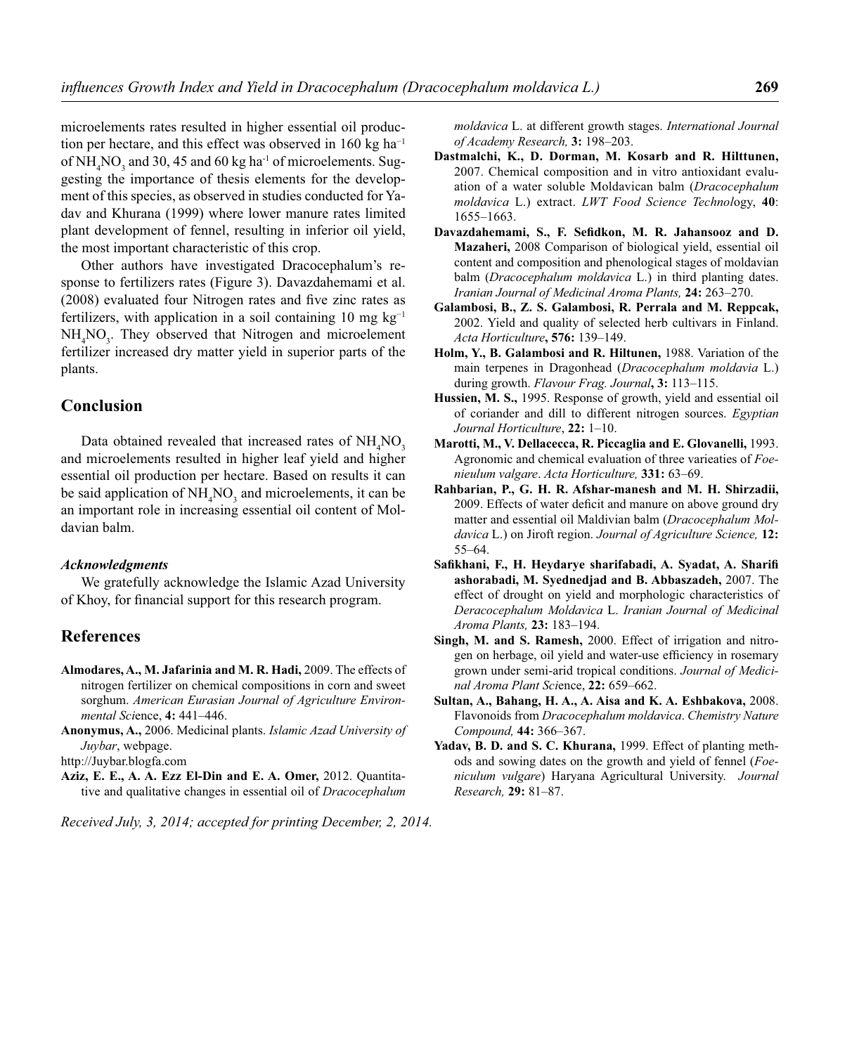microelements rates resulted in higher essential oil production per hectare, and this effect was observed in 160 kg ha$^{-1}$ of $NH_4NO_3$ and 30, 45 and 60 kg ha$^{-1}$ of microelements. Suggesting the importance of thesis elements for the development of this species, as observed in studies conducted for Yadav and Khurana (1999) where lower manure rates limited plant development of fennel, resulting in inferior oil yield, the most important characteristic of this crop.

Other authors have investigated Dracocephalum's response to fertilizers rates (Figure 3). Davazdahemami et al. (2008) evaluated four Nitrogen rates and five zinc rates as fertilizers, with application in a soil containing 10 mg kg$^{-1}$ $NH_4NO_3$. They observed that Nitrogen and microelement fertilizer increased dry matter yield in superior parts of the plants.

## Conclusion

Data obtained revealed that increased rates of $NH_4NO_3$ and microelements resulted in higher leaf yield and higher essential oil production per hectare. Based on results it can be said application of $NH_4NO_3$ and microelements, it can be an important role in increasing essential oil content of Moldavian balm.

### *Acknowledgments*

We gratefully acknowledge the Islamic Azad University of Khoy, for financial support for this research program.

## References

**Almodares, A., M. Jafarinia and M. R. Hadi,** 2009. The effects of nitrogen fertilizer on chemical compositions in corn and sweet sorghum. *American Eurasian Journal of Agriculture Environmental Sci*ence, **4:** 441–446.

**Anonymus, A.,** 2006. Medicinal plants. *Islamic Azad University of Juybar*, webpage.

http://Juybar.blogfa.com

**Aziz, E. E., A. A. Ezz El-Din and E. A. Omer,** 2012. Quantitative and qualitative changes in essential oil of *Dracocephalum moldavica* L. at different growth stages. *International Journal of Academy Research,* **3:** 198–203.

**Dastmalchi, K., D. Dorman, M. Kosarb and R. Hilttunen,** 2007. Chemical composition and in vitro antioxidant evaluation of a water soluble Moldavican balm (*Dracocephalum moldavica* L.) extract. *LWT Food Science Technol*ogy, **40**: 1655–1663.

**Davazdahemami, S., F. Sefidkon, M. R. Jahansooz and D. Mazaheri,** 2008 Comparison of biological yield, essential oil content and composition and phenological stages of moldavian balm (*Dracocephalum moldavica* L.) in third planting dates. *Iranian Journal of Medicinal Aroma Plants,* **24:** 263–270.

**Galambosi, B., Z. S. Galambosi, R. Perrala and M. Reppcak,** 2002. Yield and quality of selected herb cultivars in Finland. *Acta Horticulture***, 576:** 139–149.

**Holm, Y., B. Galambosi and R. Hiltunen,** 1988. Variation of the main terpenes in Dragonhead (*Dracocephalum moldavia* L.) during growth. *Flavour Frag. Journal***, 3:** 113–115.

**Hussien, M. S.,** 1995. Response of growth, yield and essential oil of coriander and dill to different nitrogen sources. *Egyptian Journal Horticulture*, **22:** 1–10.

**Marotti, M., V. Dellacecca, R. Piccaglia and E. Glovanelli,** 1993. Agronomic and chemical evaluation of three varieties of *Foenieulum valgare*. *Acta Horticulture,* **331:** 63–69.

**Rahbarian, P., G. H. R. Afshar-manesh and M. H. Shirzadii,** 2009. Effects of water deficit and manure on above ground dry matter and essential oil Maldivian balm (*Dracocephalum Moldavica* L.) on Jiroft region. *Journal of Agriculture Science,* **12:** 55–64.

**Safikhani, F., H. Heydarye sharifabadi, A. Syadat, A. Sharifi ashorabadi, M. Syednedjad and B. Abbaszadeh,** 2007. The effect of drought on yield and morphologic characteristics of *Deracocephalum Moldavica* L. *Iranian Journal of Medicinal Aroma Plants,* **23:** 183–194.

**Singh, M. and S. Ramesh,** 2000. Effect of irrigation and nitrogen on herbage, oil yield and water-use efficiency in rosemary grown under semi-arid tropical conditions. *Journal of Medicinal Aroma Plant Sci*ence, **22:** 659–662.

**Sultan, A., Bahang, H. A., A. Aisa and K. A. Eshbakova,** 2008. Flavonoids from *Dracocephalum moldavica*. *Chemistry Nature Compound,* **44:** 366–367.

**Yadav, B. D. and S. C. Khurana,** 1999. Effect of planting methods and sowing dates on the growth and yield of fennel (*Foeniculum vulgare*) Haryana Agricultural University. *Journal Research,* **29:** 81–87.

*Received July, 3, 2014; accepted for printing December, 2, 2014.*